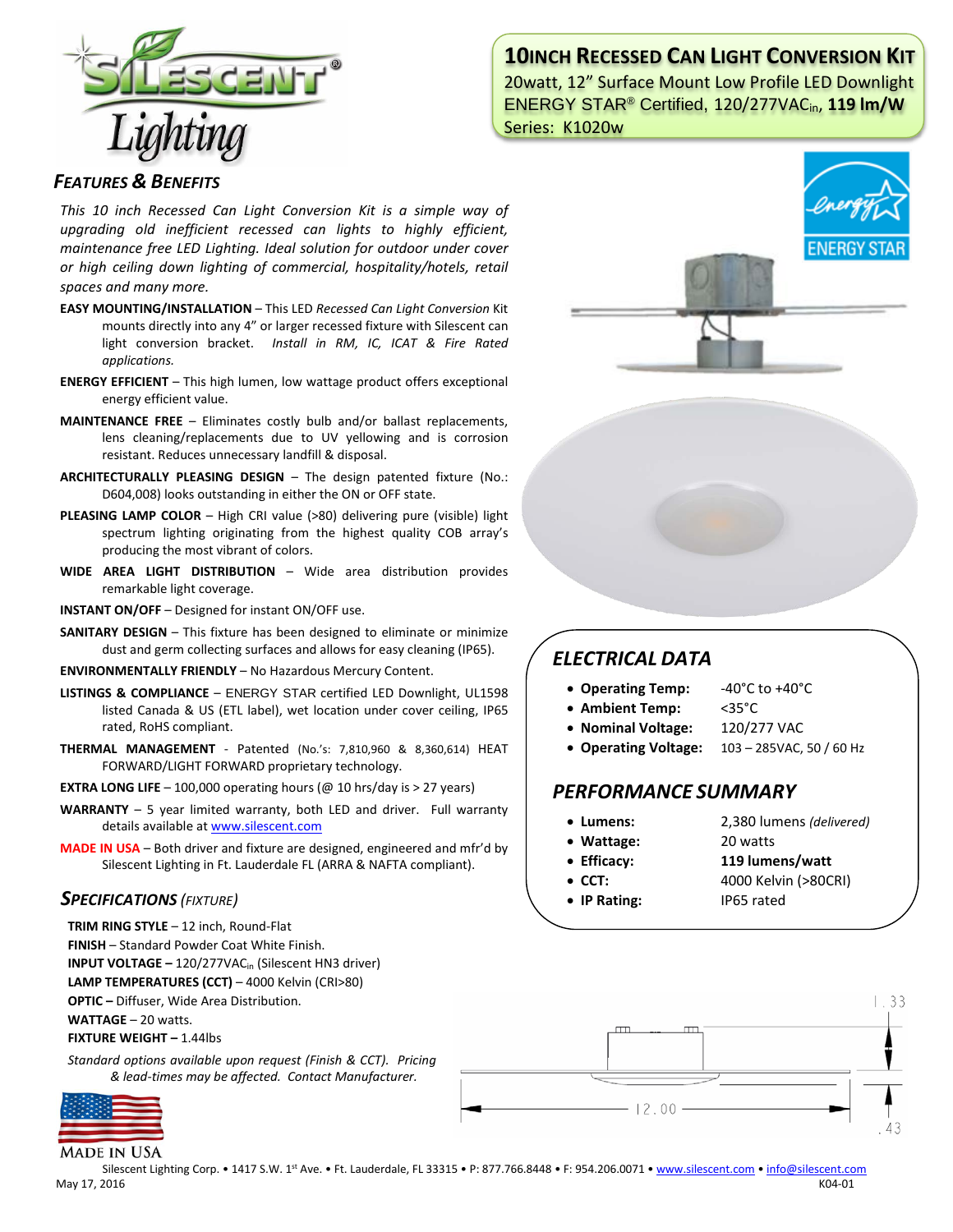# 10INCH RECESSED CAN LIGHT CONVERSION KIT

20watt, 12" Surface Mount Low Profile LED Downlight
ENERGY STAR® Certified, 120/277VAC$_{in}$, **119 lm/W**
Series: K1020w

## FEATURES & BENEFITS

*This 10 inch Recessed Can Light Conversion Kit is a simple way of upgrading old inefficient recessed can lights to highly efficient, maintenance free LED Lighting. Ideal solution for outdoor under cover or high ceiling down lighting of commercial, hospitality/hotels, retail spaces and many more.*

**EASY MOUNTING/INSTALLATION** – This LED *Recessed Can Light Conversion* Kit mounts directly into any 4" or larger recessed fixture with Silescent can light conversion bracket. *Install in RM, IC, ICAT & Fire Rated applications.*

**ENERGY EFFICIENT** – This high lumen, low wattage product offers exceptional energy efficient value.

**MAINTENANCE FREE** – Eliminates costly bulb and/or ballast replacements, lens cleaning/replacements due to UV yellowing and is corrosion resistant. Reduces unnecessary landfill & disposal.

**ARCHITECTURALLY PLEASING DESIGN** – The design patented fixture (No.: D604,008) looks outstanding in either the ON or OFF state.

**PLEASING LAMP COLOR** – High CRI value (>80) delivering pure (visible) light spectrum lighting originating from the highest quality COB array's producing the most vibrant of colors.

**WIDE AREA LIGHT DISTRIBUTION** – Wide area distribution provides remarkable light coverage.

**INSTANT ON/OFF** – Designed for instant ON/OFF use.

**SANITARY DESIGN** – This fixture has been designed to eliminate or minimize dust and germ collecting surfaces and allows for easy cleaning (IP65).

**ENVIRONMENTALLY FRIENDLY** – No Hazardous Mercury Content.

**LISTINGS & COMPLIANCE** – ENERGY STAR certified LED Downlight, UL1598 listed Canada & US (ETL label), wet location under cover ceiling, IP65 rated, RoHS compliant.

**THERMAL MANAGEMENT** - Patented (No.'s: 7,810,960 & 8,360,614) HEAT FORWARD/LIGHT FORWARD proprietary technology.

**EXTRA LONG LIFE** – 100,000 operating hours (@ 10 hrs/day is > 27 years)

**WARRANTY** – 5 year limited warranty, both LED and driver. Full warranty details available at www.silescent.com

**MADE IN USA** – Both driver and fixture are designed, engineered and mfr'd by Silescent Lighting in Ft. Lauderdale FL (ARRA & NAFTA compliant).

## SPECIFICATIONS *(FIXTURE)*

**TRIM RING STYLE** – 12 inch, Round-Flat
**FINISH** – Standard Powder Coat White Finish.
**INPUT VOLTAGE** – 120/277VAC$_{in}$ (Silescent HN3 driver)
**LAMP TEMPERATURES (CCT)** – 4000 Kelvin (CRI>80)
**OPTIC** – Diffuser, Wide Area Distribution.
**WATTAGE** – 20 watts.
**FIXTURE WEIGHT** – 1.44lbs

*Standard options available upon request (Finish & CCT). Pricing & lead-times may be affected. Contact Manufacturer.*

MADE IN USA

## ELECTRICAL DATA

- **Operating Temp:** -40°C to +40°C
- **Ambient Temp:** <35°C
- **Nominal Voltage:** 120/277 VAC
- **Operating Voltage:** 103 – 285VAC, 50 / 60 Hz

## PERFORMANCE SUMMARY

- **Lumens:** 2,380 lumens *(delivered)*
- **Wattage:** 20 watts
- **Efficacy:** **119 lumens/watt**
- **CCT:** 4000 Kelvin (>80CRI)
- **IP Rating:** IP65 rated

1.33

12.00

.43

Silescent Lighting Corp. • 1417 S.W. 1st Ave. • Ft. Lauderdale, FL 33315 • P: 877.766.8448 • F: 954.206.0071 • www.silescent.com • info@silescent.com

May 17, 2016 K04-01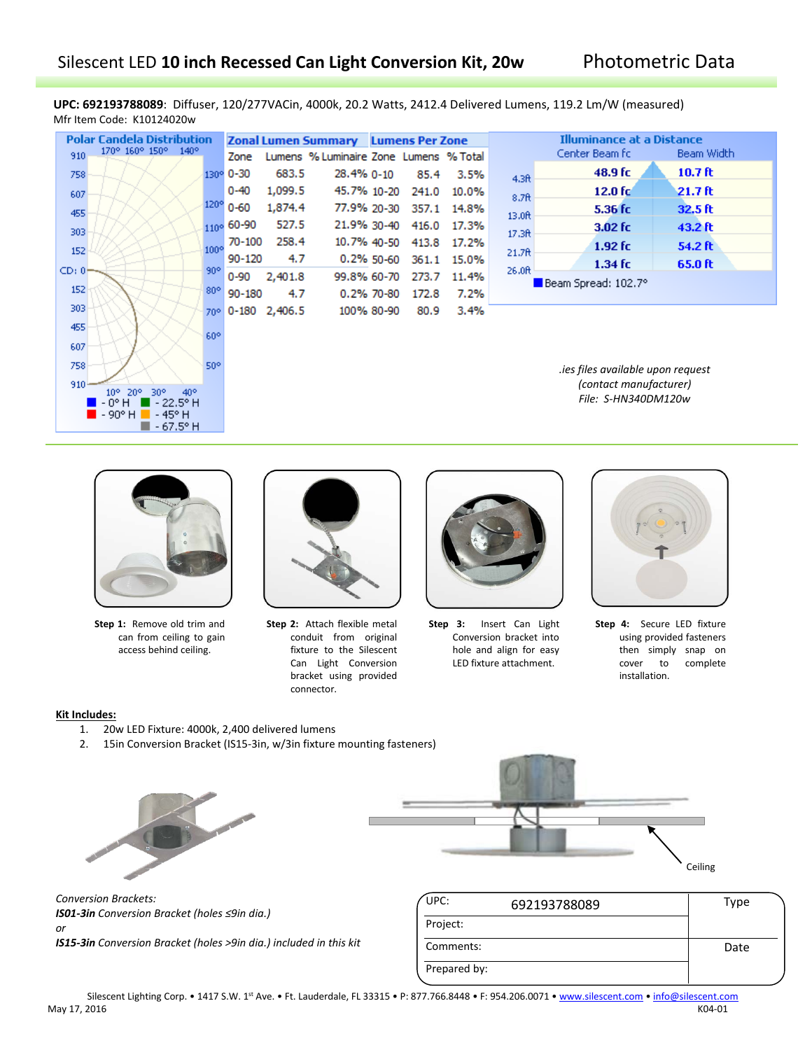# Silescent LED **10 inch Recessed Can Light Conversion Kit, 20w** — Photometric Data

**UPC: 692193788089**: Diffuser, 120/277VACin, 4000k, 20.2 Watts, 2412.4 Delivered Lumens, 119.2 Lm/W (measured)
Mfr Item Code: K10124020w

**Polar Candela Distribution**

170° 160° 150° 140°
130° 120° 110° 100° 90° 80° 70° 60° 50°
910 758 607 455 303 152 CD: 0 152 303 455 607 758 910
10° 20° 30° 40°
- 0° H - 22.5° H - 90° H - 45° H - 67.5° H

**Zonal Lumen Summary** / **Lumens Per Zone**

| Zone | Lumens | % Luminaire | Zone | Lumens | % Total |
|---|---|---|---|---|---|
| 0-30 | 683.5 | 28.4% | 0-10 | 85.4 | 3.5% |
| 0-40 | 1,099.5 | 45.7% | 10-20 | 241.0 | 10.0% |
| 0-60 | 1,874.4 | 77.9% | 20-30 | 357.1 | 14.8% |
| 60-90 | 527.5 | 21.9% | 30-40 | 416.0 | 17.3% |
| 70-100 | 258.4 | 10.7% | 40-50 | 413.8 | 17.2% |
| 90-120 | 4.7 | 0.2% | 50-60 | 361.1 | 15.0% |
| 0-90 | 2,401.8 | 99.8% | 60-70 | 273.7 | 11.4% |
| 90-180 | 4.7 | 0.2% | 70-80 | 172.8 | 7.2% |
| 0-180 | 2,406.5 | 100% | 80-90 | 80.9 | 3.4% |

**Illuminance at a Distance**

| Distance | Center Beam fc | Beam Width |
|---|---|---|
| 4.3ft | 48.9 fc | 10.7 ft |
| 8.7ft | 12.0 fc | 21.7 ft |
| 13.0ft | 5.36 fc | 32.5 ft |
| 17.3ft | 3.02 fc | 43.2 ft |
| 21.7ft | 1.92 fc | 54.2 ft |
| 26.0ft | 1.34 fc | 65.0 ft |

Beam Spread: 102.7°

*.ies files available upon request*
*(contact manufacturer)*
*File: S-HN340DM120w*

**Step 1:** Remove old trim and can from ceiling to gain access behind ceiling.

**Step 2:** Attach flexible metal conduit from original fixture to the Silescent Can Light Conversion bracket using provided connector.

**Step 3:** Insert Can Light Conversion bracket into hole and align for easy LED fixture attachment.

**Step 4:** Secure LED fixture using provided fasteners then simply snap on cover to complete installation.

**Kit Includes:**

1. 20w LED Fixture: 4000k, 2,400 delivered lumens
2. 15in Conversion Bracket (IS15-3in, w/3in fixture mounting fasteners)

Ceiling

*Conversion Brackets:*
***IS01-3in** Conversion Bracket (holes ≤9in dia.)*
*or*
***IS15-3in** Conversion Bracket (holes >9in dia.) included in this kit*

| UPC: 692193788089 | Type |
|---|---|
| Project: | |
| Comments: | Date |
| Prepared by: | |

Silescent Lighting Corp. • 1417 S.W. 1st Ave. • Ft. Lauderdale, FL 33315 • P: 877.766.8448 • F: 954.206.0071 • www.silescent.com • info@silescent.com

May 17, 2016 K04-01